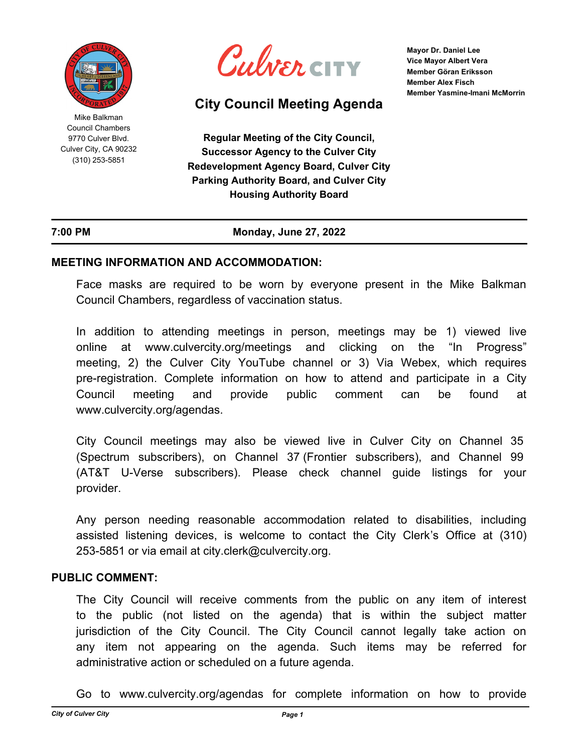Mike Balkman
Council Chambers
9770 Culver Blvd.
Culver City, CA 90232
(310) 253-5851

# Culver CITY

## City Council Meeting Agenda

Mayor Dr. Daniel Lee
Vice Mayor Albert Vera
Member Göran Eriksson
Member Alex Fisch
Member Yasmine-Imani McMorrin

**Regular Meeting of the City Council, Successor Agency to the Culver City Redevelopment Agency Board, Culver City Parking Authority Board, and Culver City Housing Authority Board**

**7:00 PM** **Monday, June 27, 2022**

### MEETING INFORMATION AND ACCOMMODATION:

Face masks are required to be worn by everyone present in the Mike Balkman Council Chambers, regardless of vaccination status.

In addition to attending meetings in person, meetings may be 1) viewed live online at www.culvercity.org/meetings and clicking on the "In Progress" meeting, 2) the Culver City YouTube channel or 3) Via Webex, which requires pre-registration. Complete information on how to attend and participate in a City Council meeting and provide public comment can be found at www.culvercity.org/agendas.

City Council meetings may also be viewed live in Culver City on Channel 35 (Spectrum subscribers), on Channel 37 (Frontier subscribers), and Channel 99 (AT&T U-Verse subscribers). Please check channel guide listings for your provider.

Any person needing reasonable accommodation related to disabilities, including assisted listening devices, is welcome to contact the City Clerk's Office at (310) 253-5851 or via email at city.clerk@culvercity.org.

### PUBLIC COMMENT:

The City Council will receive comments from the public on any item of interest to the public (not listed on the agenda) that is within the subject matter jurisdiction of the City Council. The City Council cannot legally take action on any item not appearing on the agenda. Such items may be referred for administrative action or scheduled on a future agenda.

Go to www.culvercity.org/agendas for complete information on how to provide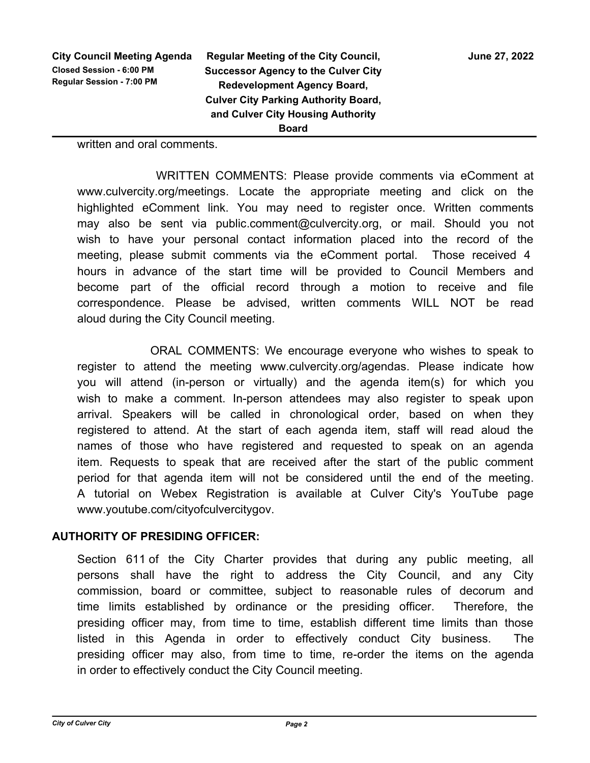written and oral comments.

WRITTEN COMMENTS: Please provide comments via eComment at www.culvercity.org/meetings. Locate the appropriate meeting and click on the highlighted eComment link. You may need to register once. Written comments may also be sent via public.comment@culvercity.org, or mail. Should you not wish to have your personal contact information placed into the record of the meeting, please submit comments via the eComment portal. Those received 4 hours in advance of the start time will be provided to Council Members and become part of the official record through a motion to receive and file correspondence. Please be advised, written comments WILL NOT be read aloud during the City Council meeting.

ORAL COMMENTS: We encourage everyone who wishes to speak to register to attend the meeting www.culvercity.org/agendas. Please indicate how you will attend (in-person or virtually) and the agenda item(s) for which you wish to make a comment. In-person attendees may also register to speak upon arrival. Speakers will be called in chronological order, based on when they registered to attend. At the start of each agenda item, staff will read aloud the names of those who have registered and requested to speak on an agenda item. Requests to speak that are received after the start of the public comment period for that agenda item will not be considered until the end of the meeting. A tutorial on Webex Registration is available at Culver City's YouTube page www.youtube.com/cityofculvercitygov.

**AUTHORITY OF PRESIDING OFFICER:**

Section 611 of the City Charter provides that during any public meeting, all persons shall have the right to address the City Council, and any City commission, board or committee, subject to reasonable rules of decorum and time limits established by ordinance or the presiding officer. Therefore, the presiding officer may, from time to time, establish different time limits than those listed in this Agenda in order to effectively conduct City business. The presiding officer may also, from time to time, re-order the items on the agenda in order to effectively conduct the City Council meeting.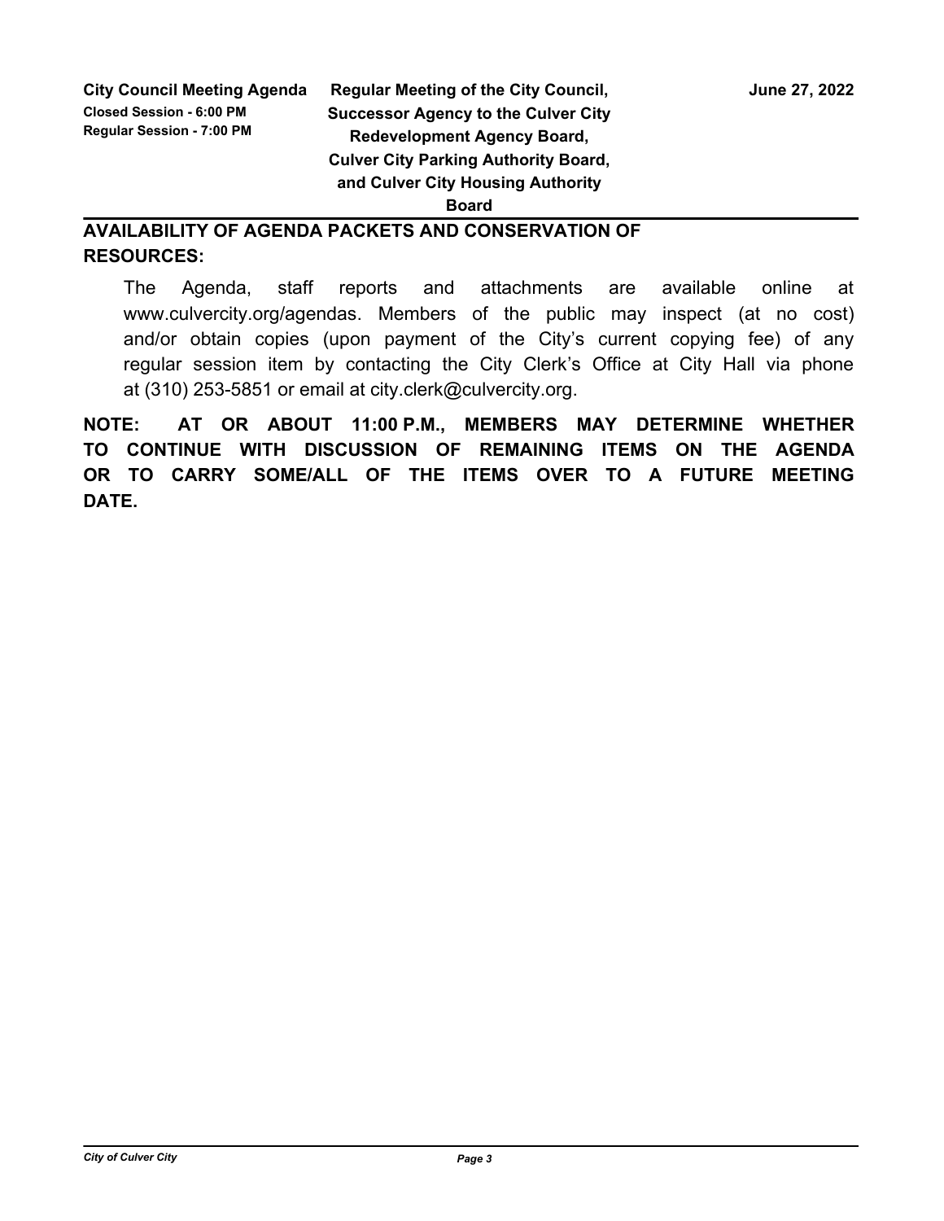## AVAILABILITY OF AGENDA PACKETS AND CONSERVATION OF RESOURCES:

The Agenda, staff reports and attachments are available online at www.culvercity.org/agendas. Members of the public may inspect (at no cost) and/or obtain copies (upon payment of the City's current copying fee) of any regular session item by contacting the City Clerk's Office at City Hall via phone at (310) 253-5851 or email at city.clerk@culvercity.org.

**NOTE: AT OR ABOUT 11:00 P.M., MEMBERS MAY DETERMINE WHETHER TO CONTINUE WITH DISCUSSION OF REMAINING ITEMS ON THE AGENDA OR TO CARRY SOME/ALL OF THE ITEMS OVER TO A FUTURE MEETING DATE.**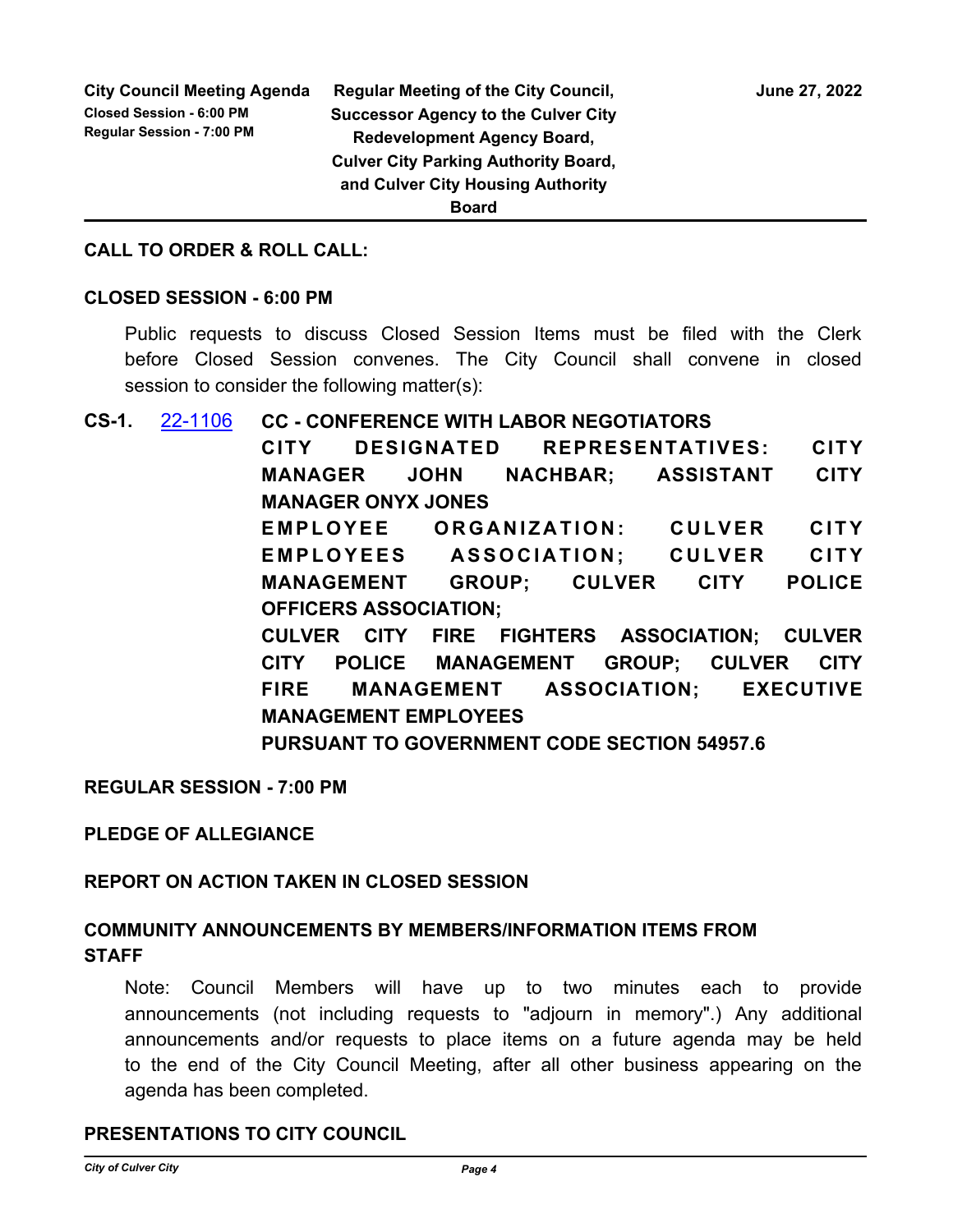**CALL TO ORDER & ROLL CALL:**

**CLOSED SESSION - 6:00 PM**

Public requests to discuss Closed Session Items must be filed with the Clerk before Closed Session convenes. The City Council shall convene in closed session to consider the following matter(s):

**CS-1.** [22-1106](22-1106) **CC - CONFERENCE WITH LABOR NEGOTIATORS**
**CITY DESIGNATED REPRESENTATIVES: CITY MANAGER JOHN NACHBAR; ASSISTANT CITY MANAGER ONYX JONES**
**EMPLOYEE ORGANIZATION: CULVER CITY EMPLOYEES ASSOCIATION; CULVER CITY MANAGEMENT GROUP; CULVER CITY POLICE OFFICERS ASSOCIATION;**
**CULVER CITY FIRE FIGHTERS ASSOCIATION; CULVER CITY POLICE MANAGEMENT GROUP; CULVER CITY FIRE MANAGEMENT ASSOCIATION; EXECUTIVE MANAGEMENT EMPLOYEES**
**PURSUANT TO GOVERNMENT CODE SECTION 54957.6**

**REGULAR SESSION - 7:00 PM**

**PLEDGE OF ALLEGIANCE**

**REPORT ON ACTION TAKEN IN CLOSED SESSION**

**COMMUNITY ANNOUNCEMENTS BY MEMBERS/INFORMATION ITEMS FROM STAFF**

Note: Council Members will have up to two minutes each to provide announcements (not including requests to "adjourn in memory".) Any additional announcements and/or requests to place items on a future agenda may be held to the end of the City Council Meeting, after all other business appearing on the agenda has been completed.

**PRESENTATIONS TO CITY COUNCIL**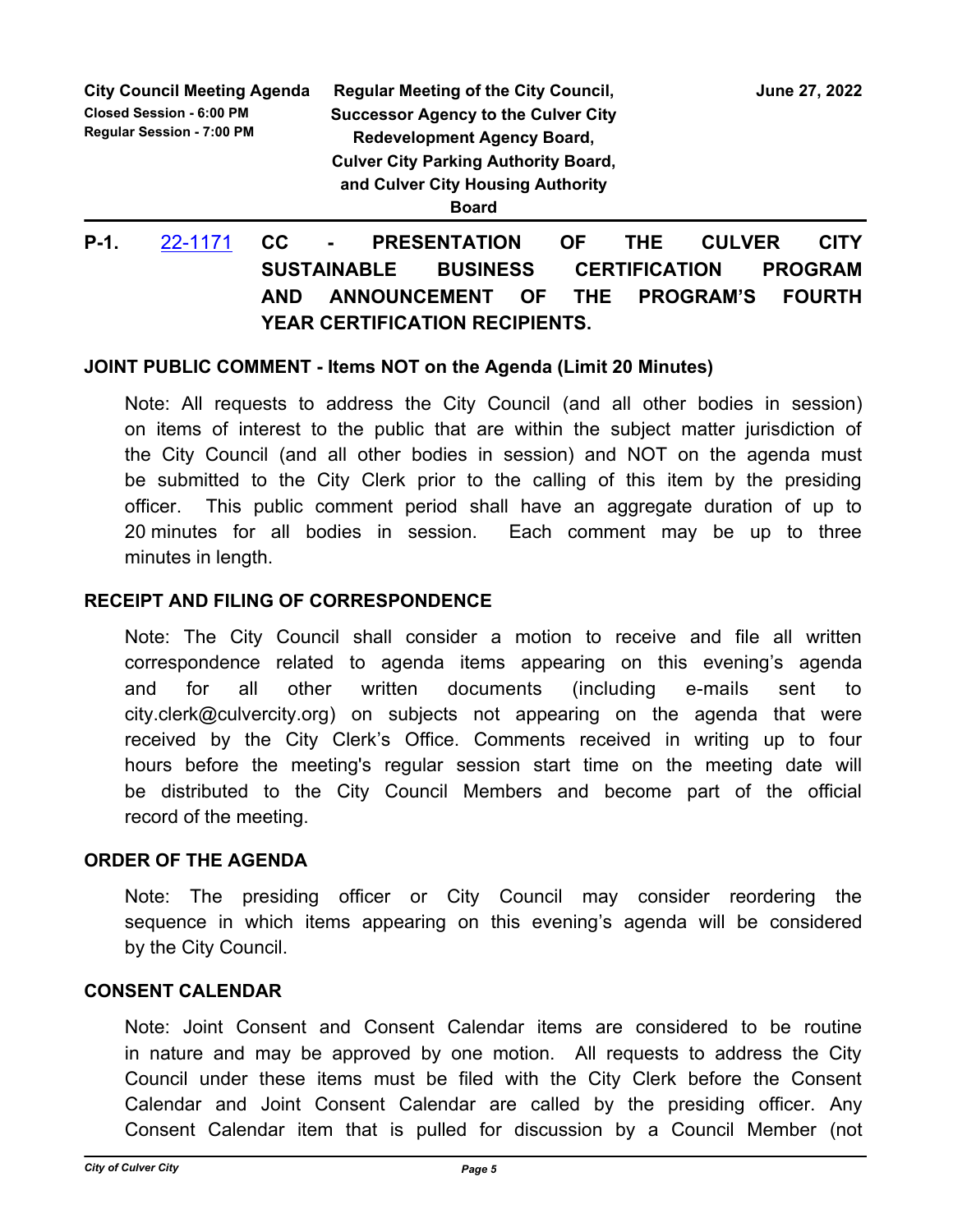**P-1.** 22-1171 **CC - PRESENTATION OF THE CULVER CITY SUSTAINABLE BUSINESS CERTIFICATION PROGRAM AND ANNOUNCEMENT OF THE PROGRAM'S FOURTH YEAR CERTIFICATION RECIPIENTS.**

## JOINT PUBLIC COMMENT - Items NOT on the Agenda (Limit 20 Minutes)

Note: All requests to address the City Council (and all other bodies in session) on items of interest to the public that are within the subject matter jurisdiction of the City Council (and all other bodies in session) and NOT on the agenda must be submitted to the City Clerk prior to the calling of this item by the presiding officer. This public comment period shall have an aggregate duration of up to 20 minutes for all bodies in session. Each comment may be up to three minutes in length.

## RECEIPT AND FILING OF CORRESPONDENCE

Note: The City Council shall consider a motion to receive and file all written correspondence related to agenda items appearing on this evening's agenda and for all other written documents (including e-mails sent to city.clerk@culvercity.org) on subjects not appearing on the agenda that were received by the City Clerk's Office. Comments received in writing up to four hours before the meeting's regular session start time on the meeting date will be distributed to the City Council Members and become part of the official record of the meeting.

## ORDER OF THE AGENDA

Note: The presiding officer or City Council may consider reordering the sequence in which items appearing on this evening's agenda will be considered by the City Council.

## CONSENT CALENDAR

Note: Joint Consent and Consent Calendar items are considered to be routine in nature and may be approved by one motion. All requests to address the City Council under these items must be filed with the City Clerk before the Consent Calendar and Joint Consent Calendar are called by the presiding officer. Any Consent Calendar item that is pulled for discussion by a Council Member (not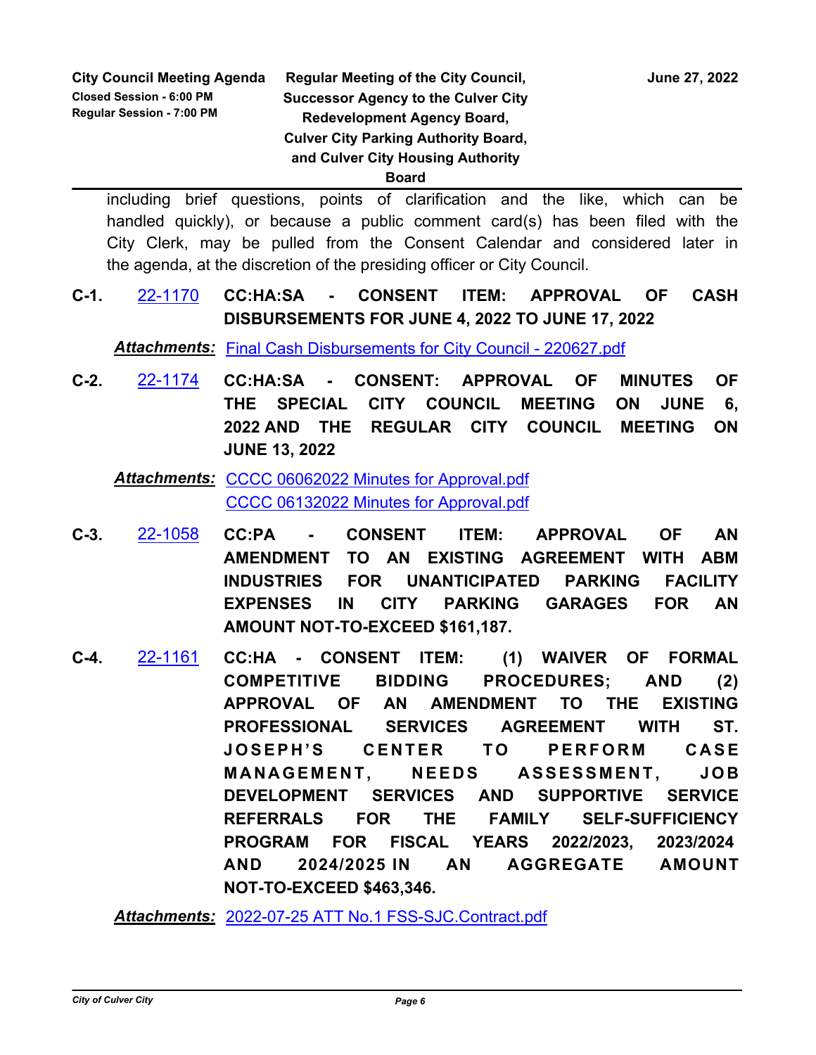including brief questions, points of clarification and the like, which can be handled quickly), or because a public comment card(s) has been filed with the City Clerk, may be pulled from the Consent Calendar and considered later in the agenda, at the discretion of the presiding officer or City Council.

**C-1.** 22-1170 **CC:HA:SA - CONSENT ITEM: APPROVAL OF CASH DISBURSEMENTS FOR JUNE 4, 2022 TO JUNE 17, 2022**

***Attachments:*** Final Cash Disbursements for City Council - 220627.pdf

**C-2.** 22-1174 **CC:HA:SA - CONSENT: APPROVAL OF MINUTES OF THE SPECIAL CITY COUNCIL MEETING ON JUNE 6, 2022 AND THE REGULAR CITY COUNCIL MEETING ON JUNE 13, 2022**

***Attachments:*** CCCC 06062022 Minutes for Approval.pdf
CCCC 06132022 Minutes for Approval.pdf

**C-3.** 22-1058 **CC:PA - CONSENT ITEM: APPROVAL OF AN AMENDMENT TO AN EXISTING AGREEMENT WITH ABM INDUSTRIES FOR UNANTICIPATED PARKING FACILITY EXPENSES IN CITY PARKING GARAGES FOR AN AMOUNT NOT-TO-EXCEED $161,187.**

**C-4.** 22-1161 **CC:HA - CONSENT ITEM: (1) WAIVER OF FORMAL COMPETITIVE BIDDING PROCEDURES; AND (2) APPROVAL OF AN AMENDMENT TO THE EXISTING PROFESSIONAL SERVICES AGREEMENT WITH ST. JOSEPH'S CENTER TO PERFORM CASE MANAGEMENT, NEEDS ASSESSMENT, JOB DEVELOPMENT SERVICES AND SUPPORTIVE SERVICE REFERRALS FOR THE FAMILY SELF-SUFFICIENCY PROGRAM FOR FISCAL YEARS 2022/2023, 2023/2024 AND 2024/2025 IN AN AGGREGATE AMOUNT NOT-TO-EXCEED $463,346.**

***Attachments:*** 2022-07-25 ATT No.1 FSS-SJC.Contract.pdf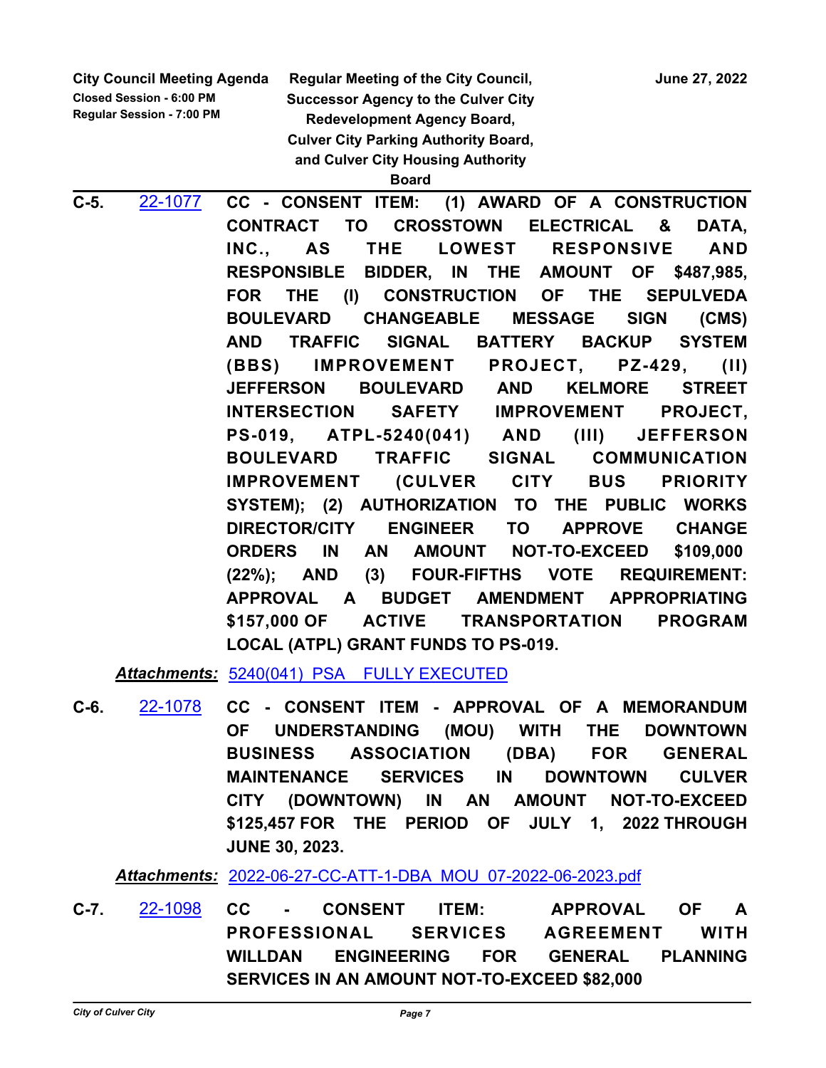**C-5.** 22-1077 **CC - CONSENT ITEM: (1) AWARD OF A CONSTRUCTION CONTRACT TO CROSSTOWN ELECTRICAL & DATA, INC., AS THE LOWEST RESPONSIVE AND RESPONSIBLE BIDDER, IN THE AMOUNT OF $487,985, FOR THE (I) CONSTRUCTION OF THE SEPULVEDA BOULEVARD CHANGEABLE MESSAGE SIGN (CMS) AND TRAFFIC SIGNAL BATTERY BACKUP SYSTEM (BBS) IMPROVEMENT PROJECT, PZ-429, (II) JEFFERSON BOULEVARD AND KELMORE STREET INTERSECTION SAFETY IMPROVEMENT PROJECT, PS-019, ATPL-5240(041) AND (III) JEFFERSON BOULEVARD TRAFFIC SIGNAL COMMUNICATION IMPROVEMENT (CULVER CITY BUS PRIORITY SYSTEM); (2) AUTHORIZATION TO THE PUBLIC WORKS DIRECTOR/CITY ENGINEER TO APPROVE CHANGE ORDERS IN AN AMOUNT NOT-TO-EXCEED $109,000 (22%); AND (3) FOUR-FIFTHS VOTE REQUIREMENT: APPROVAL A BUDGET AMENDMENT APPROPRIATING $157,000 OF ACTIVE TRANSPORTATION PROGRAM LOCAL (ATPL) GRANT FUNDS TO PS-019.**

***Attachments:*** 5240(041) PSA FULLY EXECUTED

**C-6.** 22-1078 **CC - CONSENT ITEM - APPROVAL OF A MEMORANDUM OF UNDERSTANDING (MOU) WITH THE DOWNTOWN BUSINESS ASSOCIATION (DBA) FOR GENERAL MAINTENANCE SERVICES IN DOWNTOWN CULVER CITY (DOWNTOWN) IN AN AMOUNT NOT-TO-EXCEED $125,457 FOR THE PERIOD OF JULY 1, 2022 THROUGH JUNE 30, 2023.**

***Attachments:*** 2022-06-27-CC-ATT-1-DBA MOU 07-2022-06-2023.pdf

**C-7.** 22-1098 **CC - CONSENT ITEM: APPROVAL OF A PROFESSIONAL SERVICES AGREEMENT WITH WILLDAN ENGINEERING FOR GENERAL PLANNING SERVICES IN AN AMOUNT NOT-TO-EXCEED $82,000**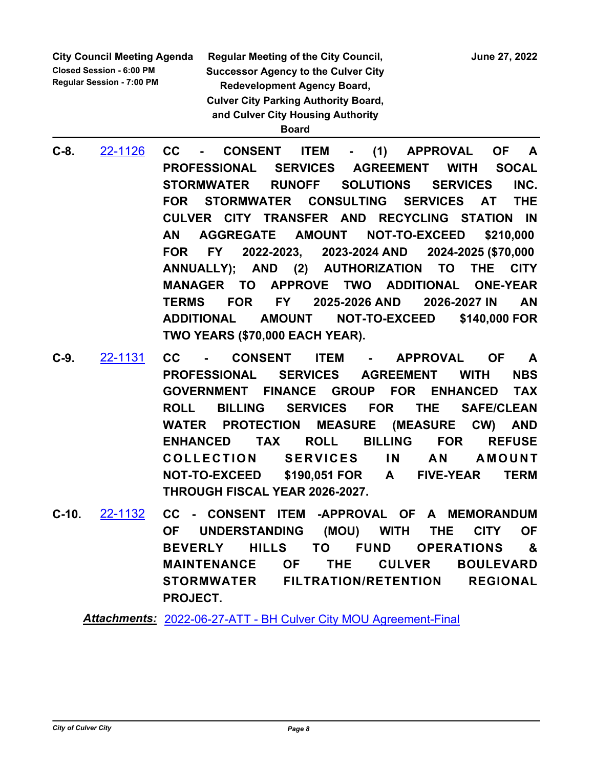**C-8.** 22-1126 **CC - CONSENT ITEM - (1) APPROVAL OF A PROFESSIONAL SERVICES AGREEMENT WITH SOCAL STORMWATER RUNOFF SOLUTIONS SERVICES INC. FOR STORMWATER CONSULTING SERVICES AT THE CULVER CITY TRANSFER AND RECYCLING STATION IN AN AGGREGATE AMOUNT NOT-TO-EXCEED $210,000 FOR FY 2022-2023, 2023-2024 AND 2024-2025 ($70,000 ANNUALLY); AND (2) AUTHORIZATION TO THE CITY MANAGER TO APPROVE TWO ADDITIONAL ONE-YEAR TERMS FOR FY 2025-2026 AND 2026-2027 IN AN ADDITIONAL AMOUNT NOT-TO-EXCEED $140,000 FOR TWO YEARS ($70,000 EACH YEAR).**

**C-9.** 22-1131 **CC - CONSENT ITEM - APPROVAL OF A PROFESSIONAL SERVICES AGREEMENT WITH NBS GOVERNMENT FINANCE GROUP FOR ENHANCED TAX ROLL BILLING SERVICES FOR THE SAFE/CLEAN WATER PROTECTION MEASURE (MEASURE CW) AND ENHANCED TAX ROLL BILLING FOR REFUSE COLLECTION SERVICES IN AN AMOUNT NOT-TO-EXCEED $190,051 FOR A FIVE-YEAR TERM THROUGH FISCAL YEAR 2026-2027.**

**C-10.** 22-1132 **CC - CONSENT ITEM -APPROVAL OF A MEMORANDUM OF UNDERSTANDING (MOU) WITH THE CITY OF BEVERLY HILLS TO FUND OPERATIONS & MAINTENANCE OF THE CULVER BOULEVARD STORMWATER FILTRATION/RETENTION REGIONAL PROJECT.**

***Attachments:*** 2022-06-27-ATT - BH Culver City MOU Agreement-Final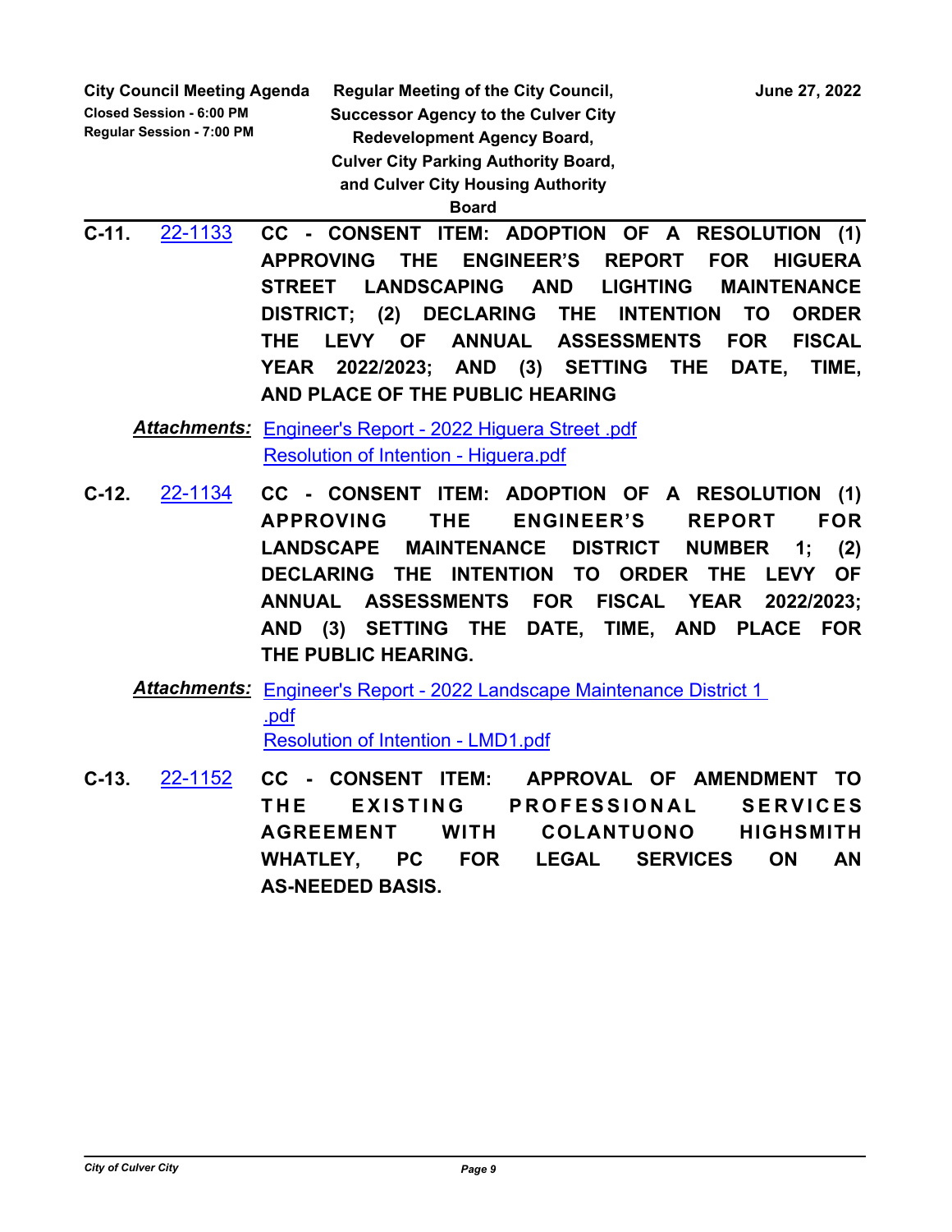**C-11.** 22-1133 **CC - CONSENT ITEM: ADOPTION OF A RESOLUTION (1) APPROVING THE ENGINEER'S REPORT FOR HIGUERA STREET LANDSCAPING AND LIGHTING MAINTENANCE DISTRICT; (2) DECLARING THE INTENTION TO ORDER THE LEVY OF ANNUAL ASSESSMENTS FOR FISCAL YEAR 2022/2023; AND (3) SETTING THE DATE, TIME, AND PLACE OF THE PUBLIC HEARING**

***Attachments:*** Engineer's Report - 2022 Higuera Street .pdf
Resolution of Intention - Higuera.pdf

**C-12.** 22-1134 **CC - CONSENT ITEM: ADOPTION OF A RESOLUTION (1) APPROVING THE ENGINEER'S REPORT FOR LANDSCAPE MAINTENANCE DISTRICT NUMBER 1; (2) DECLARING THE INTENTION TO ORDER THE LEVY OF ANNUAL ASSESSMENTS FOR FISCAL YEAR 2022/2023; AND (3) SETTING THE DATE, TIME, AND PLACE FOR THE PUBLIC HEARING.**

***Attachments:*** Engineer's Report - 2022 Landscape Maintenance District 1 .pdf
Resolution of Intention - LMD1.pdf

**C-13.** 22-1152 **CC - CONSENT ITEM: APPROVAL OF AMENDMENT TO THE EXISTING PROFESSIONAL SERVICES AGREEMENT WITH COLANTUONO HIGHSMITH WHATLEY, PC FOR LEGAL SERVICES ON AN AS-NEEDED BASIS.**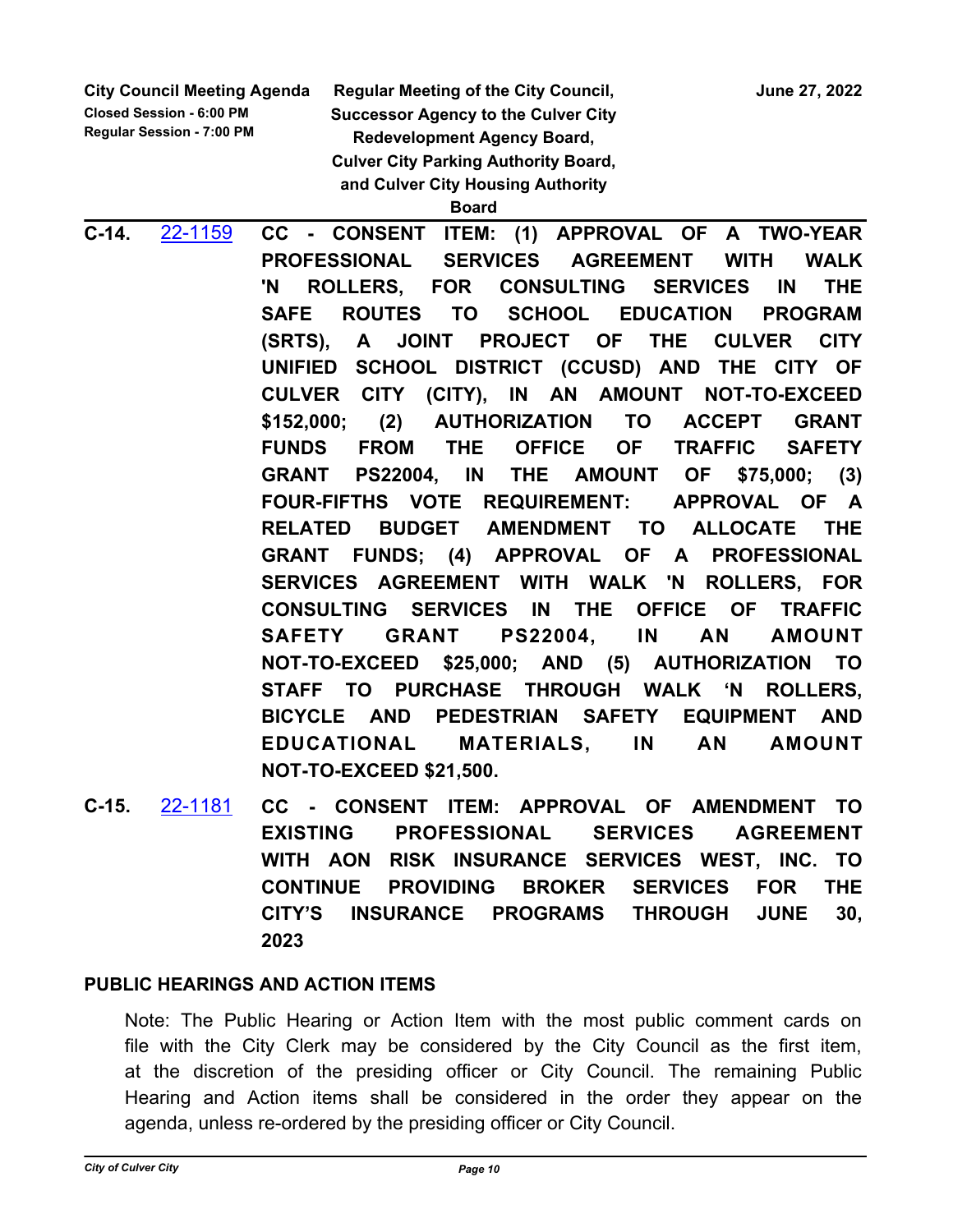**C-14.** [22-1159] **CC - CONSENT ITEM: (1) APPROVAL OF A TWO-YEAR PROFESSIONAL SERVICES AGREEMENT WITH WALK 'N ROLLERS, FOR CONSULTING SERVICES IN THE SAFE ROUTES TO SCHOOL EDUCATION PROGRAM (SRTS), A JOINT PROJECT OF THE CULVER CITY UNIFIED SCHOOL DISTRICT (CCUSD) AND THE CITY OF CULVER CITY (CITY), IN AN AMOUNT NOT-TO-EXCEED $152,000; (2) AUTHORIZATION TO ACCEPT GRANT FUNDS FROM THE OFFICE OF TRAFFIC SAFETY GRANT PS22004, IN THE AMOUNT OF $75,000; (3) FOUR-FIFTHS VOTE REQUIREMENT: APPROVAL OF A RELATED BUDGET AMENDMENT TO ALLOCATE THE GRANT FUNDS; (4) APPROVAL OF A PROFESSIONAL SERVICES AGREEMENT WITH WALK 'N ROLLERS, FOR CONSULTING SERVICES IN THE OFFICE OF TRAFFIC SAFETY GRANT PS22004, IN AN AMOUNT NOT-TO-EXCEED $25,000; AND (5) AUTHORIZATION TO STAFF TO PURCHASE THROUGH WALK 'N ROLLERS, BICYCLE AND PEDESTRIAN SAFETY EQUIPMENT AND EDUCATIONAL MATERIALS, IN AN AMOUNT NOT-TO-EXCEED $21,500.**

**C-15.** [22-1181] **CC - CONSENT ITEM: APPROVAL OF AMENDMENT TO EXISTING PROFESSIONAL SERVICES AGREEMENT WITH AON RISK INSURANCE SERVICES WEST, INC. TO CONTINUE PROVIDING BROKER SERVICES FOR THE CITY'S INSURANCE PROGRAMS THROUGH JUNE 30, 2023**

## PUBLIC HEARINGS AND ACTION ITEMS

Note: The Public Hearing or Action Item with the most public comment cards on file with the City Clerk may be considered by the City Council as the first item, at the discretion of the presiding officer or City Council. The remaining Public Hearing and Action items shall be considered in the order they appear on the agenda, unless re-ordered by the presiding officer or City Council.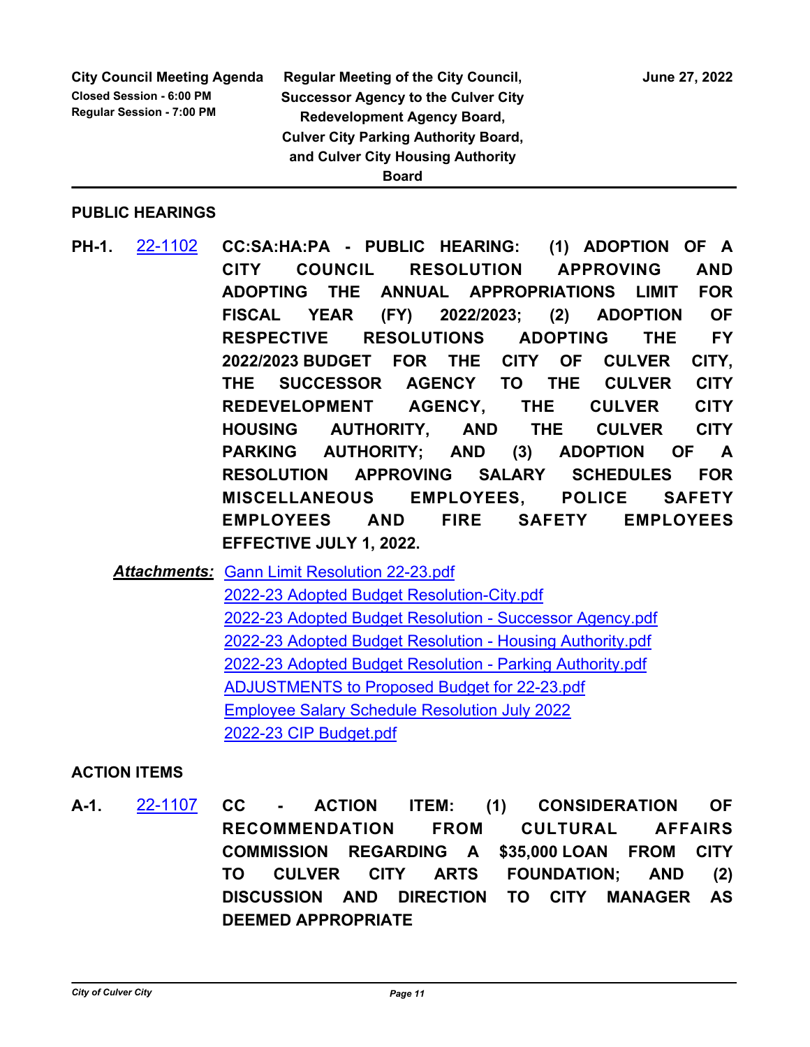## PUBLIC HEARINGS

**PH-1.** 22-1102 **CC:SA:HA:PA - PUBLIC HEARING: (1) ADOPTION OF A CITY COUNCIL RESOLUTION APPROVING AND ADOPTING THE ANNUAL APPROPRIATIONS LIMIT FOR FISCAL YEAR (FY) 2022/2023; (2) ADOPTION OF RESPECTIVE RESOLUTIONS ADOPTING THE FY 2022/2023 BUDGET FOR THE CITY OF CULVER CITY, THE SUCCESSOR AGENCY TO THE CULVER CITY REDEVELOPMENT AGENCY, THE CULVER CITY HOUSING AUTHORITY, AND THE CULVER CITY PARKING AUTHORITY; AND (3) ADOPTION OF A RESOLUTION APPROVING SALARY SCHEDULES FOR MISCELLANEOUS EMPLOYEES, POLICE SAFETY EMPLOYEES AND FIRE SAFETY EMPLOYEES EFFECTIVE JULY 1, 2022.**

***Attachments:***
- Gann Limit Resolution 22-23.pdf
- 2022-23 Adopted Budget Resolution-City.pdf
- 2022-23 Adopted Budget Resolution - Successor Agency.pdf
- 2022-23 Adopted Budget Resolution - Housing Authority.pdf
- 2022-23 Adopted Budget Resolution - Parking Authority.pdf
- ADJUSTMENTS to Proposed Budget for 22-23.pdf
- Employee Salary Schedule Resolution July 2022
- 2022-23 CIP Budget.pdf

## ACTION ITEMS

**A-1.** 22-1107 **CC - ACTION ITEM: (1) CONSIDERATION OF RECOMMENDATION FROM CULTURAL AFFAIRS COMMISSION REGARDING A $35,000 LOAN FROM CITY TO CULVER CITY ARTS FOUNDATION; AND (2) DISCUSSION AND DIRECTION TO CITY MANAGER AS DEEMED APPROPRIATE**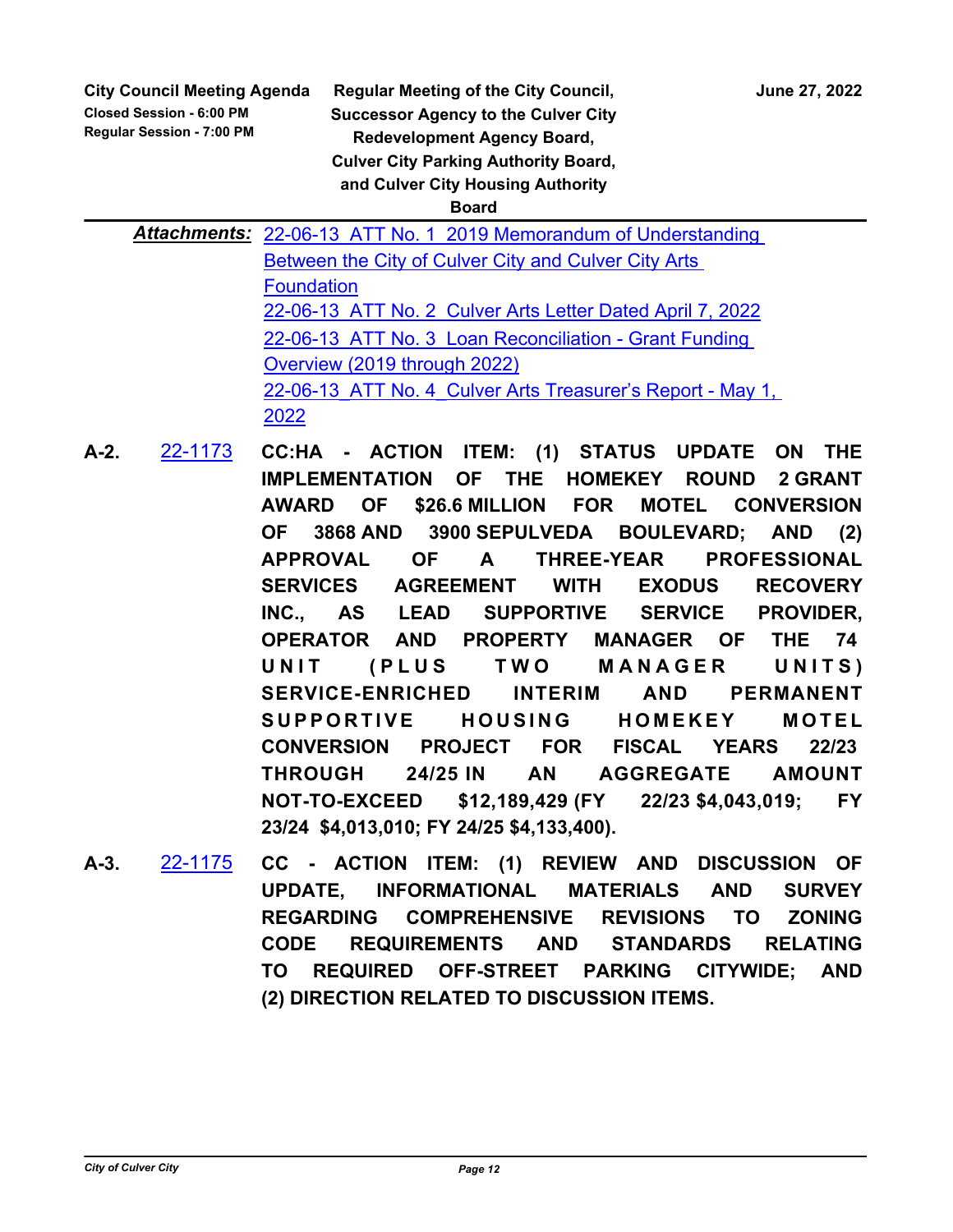***Attachments:*** 22-06-13_ATT No. 1_2019 Memorandum of Understanding Between the City of Culver City and Culver City Arts Foundation
22-06-13_ATT No. 2_Culver Arts Letter Dated April 7, 2022
22-06-13_ATT No. 3_Loan Reconciliation - Grant Funding Overview (2019 through 2022)
22-06-13_ATT No. 4_Culver Arts Treasurer's Report - May 1, 2022

**A-2.** 22-1173 **CC:HA - ACTION ITEM: (1) STATUS UPDATE ON THE IMPLEMENTATION OF THE HOMEKEY ROUND 2 GRANT AWARD OF $26.6 MILLION FOR MOTEL CONVERSION OF 3868 AND 3900 SEPULVEDA BOULEVARD; AND (2) APPROVAL OF A THREE-YEAR PROFESSIONAL SERVICES AGREEMENT WITH EXODUS RECOVERY INC., AS LEAD SUPPORTIVE SERVICE PROVIDER, OPERATOR AND PROPERTY MANAGER OF THE 74 UNIT (PLUS TWO MANAGER UNITS) SERVICE-ENRICHED INTERIM AND PERMANENT SUPPORTIVE HOUSING HOMEKEY MOTEL CONVERSION PROJECT FOR FISCAL YEARS 22/23 THROUGH 24/25 IN AN AGGREGATE AMOUNT NOT-TO-EXCEED $12,189,429 (FY 22/23 $4,043,019; FY 23/24 $4,013,010; FY 24/25 $4,133,400).**

**A-3.** 22-1175 **CC - ACTION ITEM: (1) REVIEW AND DISCUSSION OF UPDATE, INFORMATIONAL MATERIALS AND SURVEY REGARDING COMPREHENSIVE REVISIONS TO ZONING CODE REQUIREMENTS AND STANDARDS RELATING TO REQUIRED OFF-STREET PARKING CITYWIDE; AND (2) DIRECTION RELATED TO DISCUSSION ITEMS.**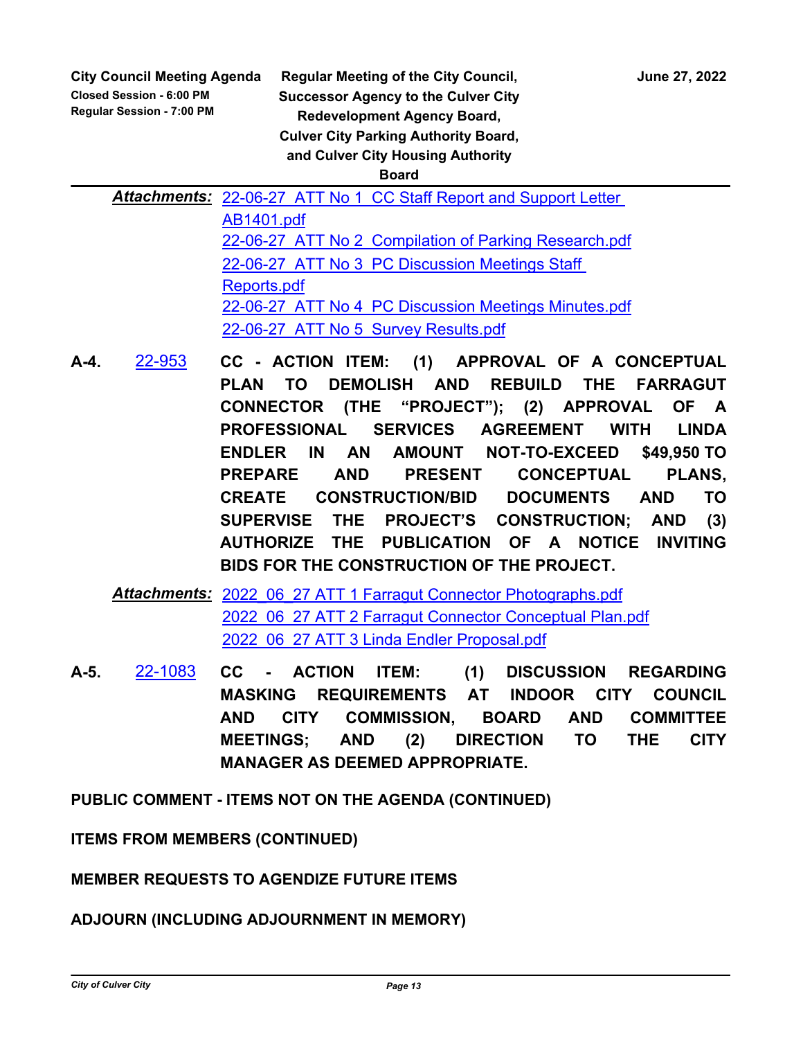*Attachments:* 22-06-27 ATT No 1 CC Staff Report and Support Letter AB1401.pdf
22-06-27 ATT No 2 Compilation of Parking Research.pdf
22-06-27 ATT No 3 PC Discussion Meetings Staff Reports.pdf
22-06-27 ATT No 4 PC Discussion Meetings Minutes.pdf
22-06-27 ATT No 5 Survey Results.pdf

**A-4.** 22-953 **CC - ACTION ITEM: (1) APPROVAL OF A CONCEPTUAL PLAN TO DEMOLISH AND REBUILD THE FARRAGUT CONNECTOR (THE "PROJECT"); (2) APPROVAL OF A PROFESSIONAL SERVICES AGREEMENT WITH LINDA ENDLER IN AN AMOUNT NOT-TO-EXCEED $49,950 TO PREPARE AND PRESENT CONCEPTUAL PLANS, CREATE CONSTRUCTION/BID DOCUMENTS AND TO SUPERVISE THE PROJECT'S CONSTRUCTION; AND (3) AUTHORIZE THE PUBLICATION OF A NOTICE INVITING BIDS FOR THE CONSTRUCTION OF THE PROJECT.**

*Attachments:* 2022_06_27 ATT 1 Farragut Connector Photographs.pdf
2022_06_27 ATT 2 Farragut Connector Conceptual Plan.pdf
2022_06_27 ATT 3 Linda Endler Proposal.pdf

**A-5.** 22-1083 **CC - ACTION ITEM: (1) DISCUSSION REGARDING MASKING REQUIREMENTS AT INDOOR CITY COUNCIL AND CITY COMMISSION, BOARD AND COMMITTEE MEETINGS; AND (2) DIRECTION TO THE CITY MANAGER AS DEEMED APPROPRIATE.**

**PUBLIC COMMENT - ITEMS NOT ON THE AGENDA (CONTINUED)**

**ITEMS FROM MEMBERS (CONTINUED)**

**MEMBER REQUESTS TO AGENDIZE FUTURE ITEMS**

**ADJOURN (INCLUDING ADJOURNMENT IN MEMORY)**